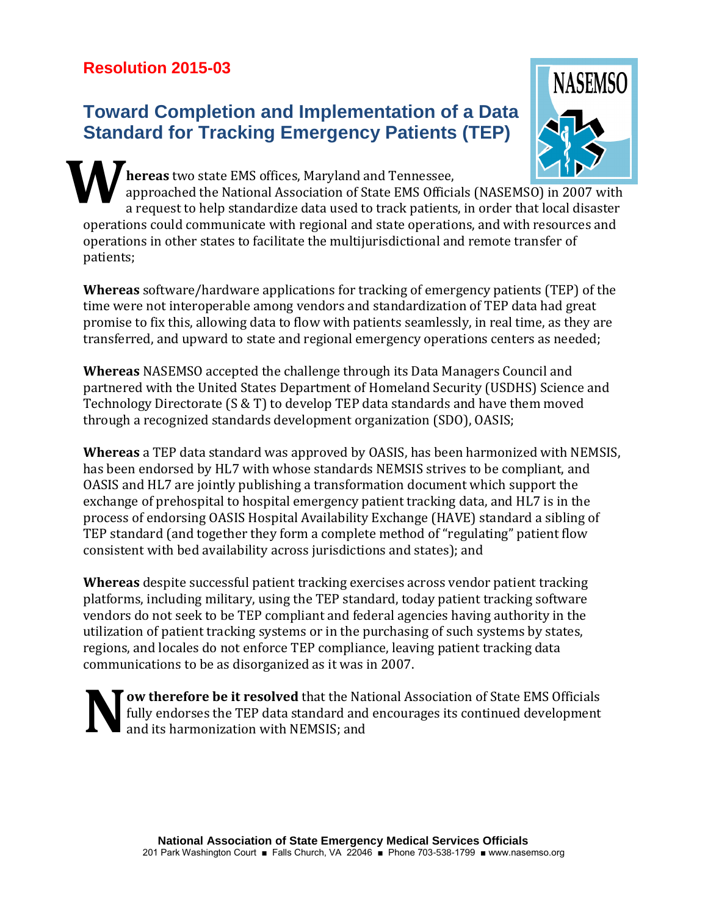**Resolution 2015-03**

# Toward Completion and Implementation of a Data Standard for Tracking Emergency Patients (TEP)

**Whereas** two state EMS offices, Maryland and Tennessee, approached the National Association of State EMS Officials (NASEMSO) in 2007 with a request to help standardize data used to track patients, in order that local disaster operations could communicate with regional and state operations, and with resources and operations in other states to facilitate the multijurisdictional and remote transfer of patients;

**Whereas** software/hardware applications for tracking of emergency patients (TEP) of the time were not interoperable among vendors and standardization of TEP data had great promise to fix this, allowing data to flow with patients seamlessly, in real time, as they are transferred, and upward to state and regional emergency operations centers as needed;

**Whereas** NASEMSO accepted the challenge through its Data Managers Council and partnered with the United States Department of Homeland Security (USDHS) Science and Technology Directorate (S & T) to develop TEP data standards and have them moved through a recognized standards development organization (SDO), OASIS;

**Whereas** a TEP data standard was approved by OASIS, has been harmonized with NEMSIS, has been endorsed by HL7 with whose standards NEMSIS strives to be compliant, and OASIS and HL7 are jointly publishing a transformation document which support the exchange of prehospital to hospital emergency patient tracking data, and HL7 is in the process of endorsing OASIS Hospital Availability Exchange (HAVE) standard a sibling of TEP standard (and together they form a complete method of "regulating" patient flow consistent with bed availability across jurisdictions and states); and

**Whereas** despite successful patient tracking exercises across vendor patient tracking platforms, including military, using the TEP standard, today patient tracking software vendors do not seek to be TEP compliant and federal agencies having authority in the utilization of patient tracking systems or in the purchasing of such systems by states, regions, and locales do not enforce TEP compliance, leaving patient tracking data communications to be as disorganized as it was in 2007.

**Now therefore be it resolved** that the National Association of State EMS Officials fully endorses the TEP data standard and encourages its continued development and its harmonization with NEMSIS; and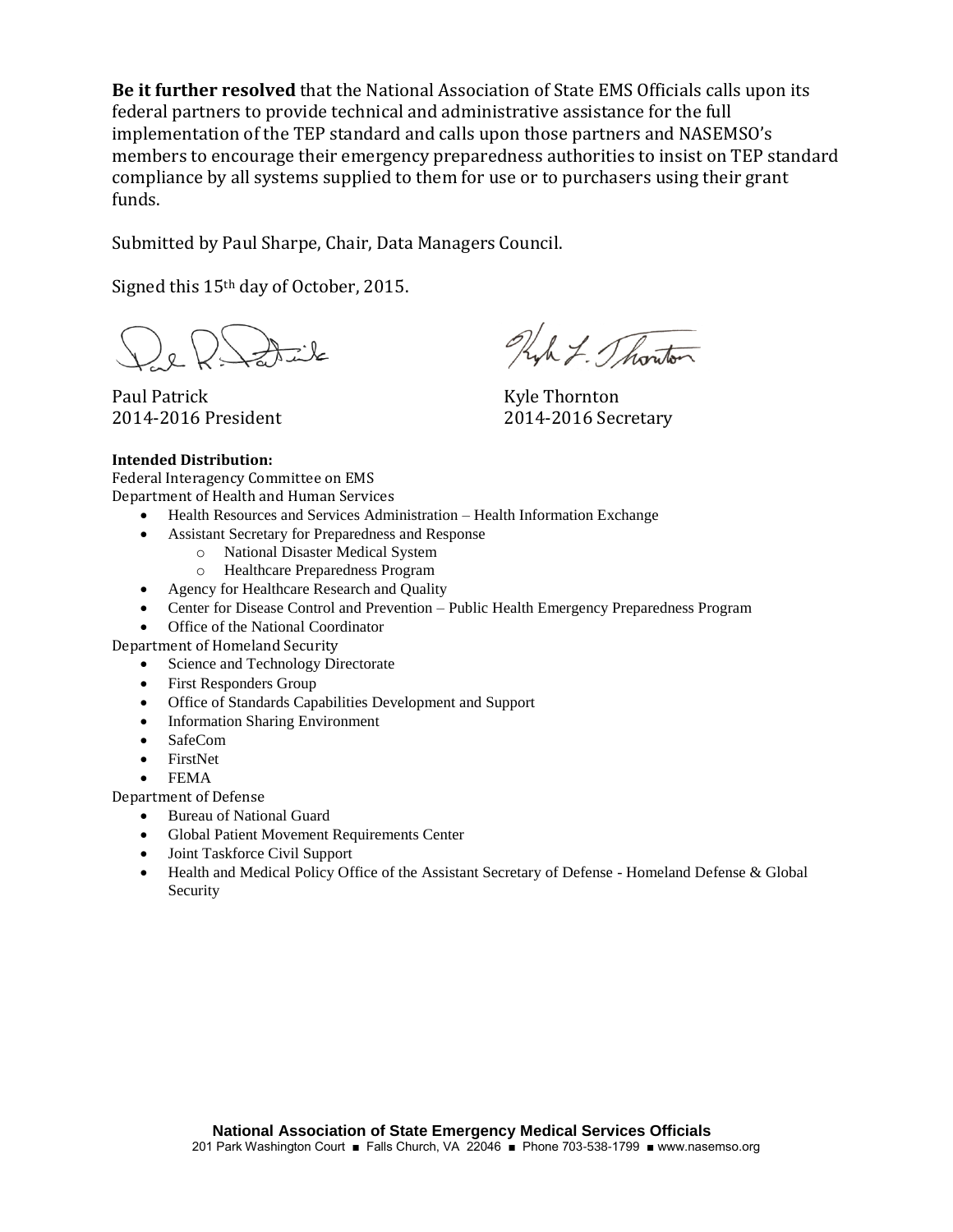**Be it further resolved** that the National Association of State EMS Officials calls upon its federal partners to provide technical and administrative assistance for the full implementation of the TEP standard and calls upon those partners and NASEMSO's members to encourage their emergency preparedness authorities to insist on TEP standard compliance by all systems supplied to them for use or to purchasers using their grant funds.

Submitted by Paul Sharpe, Chair, Data Managers Council.

Signed this 15th day of October, 2015.

Paul Patrick
2014-2016 President

Kyle Thornton
2014-2016 Secretary

**Intended Distribution:**

Federal Interagency Committee on EMS

Department of Health and Human Services

- Health Resources and Services Administration – Health Information Exchange
- Assistant Secretary for Preparedness and Response
  - National Disaster Medical System
  - Healthcare Preparedness Program
- Agency for Healthcare Research and Quality
- Center for Disease Control and Prevention – Public Health Emergency Preparedness Program
- Office of the National Coordinator

Department of Homeland Security

- Science and Technology Directorate
- First Responders Group
- Office of Standards Capabilities Development and Support
- Information Sharing Environment
- SafeCom
- FirstNet
- FEMA

Department of Defense

- Bureau of National Guard
- Global Patient Movement Requirements Center
- Joint Taskforce Civil Support
- Health and Medical Policy Office of the Assistant Secretary of Defense - Homeland Defense & Global Security